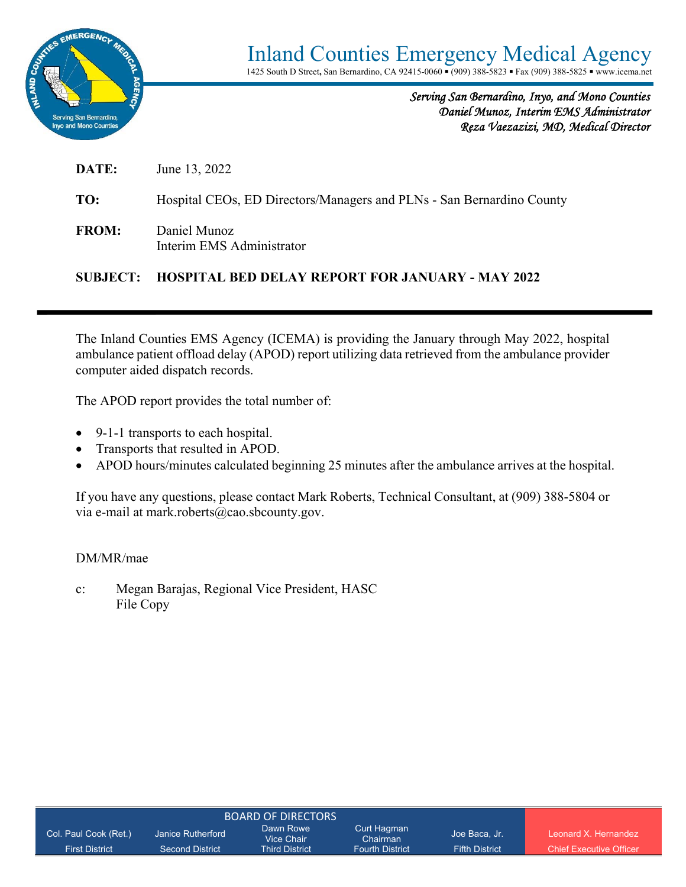# Inland Counties Emergency Medical Agency

1425 South D Street, San Bernardino, CA 92415-0060 ▪ (909) 388-5823 ▪ Fax (909) 388-5825 ▪ www.icema.net

*Serving San Bernardino, Inyo, and Mono Counties*
*Daniel Munoz, Interim EMS Administrator*
*Reza Vaezazizi, MD, Medical Director*

**DATE:** June 13, 2022

**TO:** Hospital CEOs, ED Directors/Managers and PLNs - San Bernardino County

**FROM:** Daniel Munoz
Interim EMS Administrator

**SUBJECT: HOSPITAL BED DELAY REPORT FOR JANUARY - MAY 2022**

---

The Inland Counties EMS Agency (ICEMA) is providing the January through May 2022, hospital ambulance patient offload delay (APOD) report utilizing data retrieved from the ambulance provider computer aided dispatch records.

The APOD report provides the total number of:

- 9-1-1 transports to each hospital.
- Transports that resulted in APOD.
- APOD hours/minutes calculated beginning 25 minutes after the ambulance arrives at the hospital.

If you have any questions, please contact Mark Roberts, Technical Consultant, at (909) 388-5804 or via e-mail at mark.roberts@cao.sbcounty.gov.

DM/MR/mae

c: Megan Barajas, Regional Vice President, HASC
File Copy

BOARD OF DIRECTORS

| Col. Paul Cook (Ret.) | Janice Rutherford | Dawn Rowe Vice Chair | Curt Hagman Chairman | Joe Baca, Jr. | Leonard X. Hernandez |
|---|---|---|---|---|---|
| First District | Second District | Third District | Fourth District | Fifth District | Chief Executive Officer |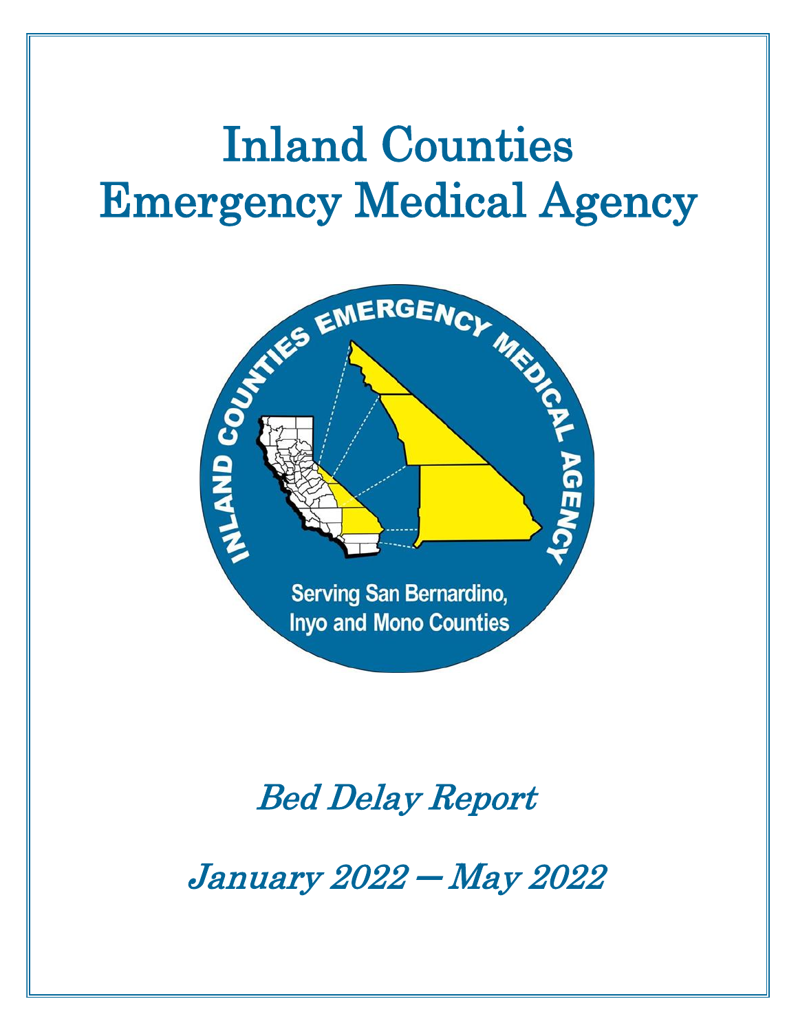# Inland Counties Emergency Medical Agency

*Bed Delay Report*

*January 2022 — May 2022*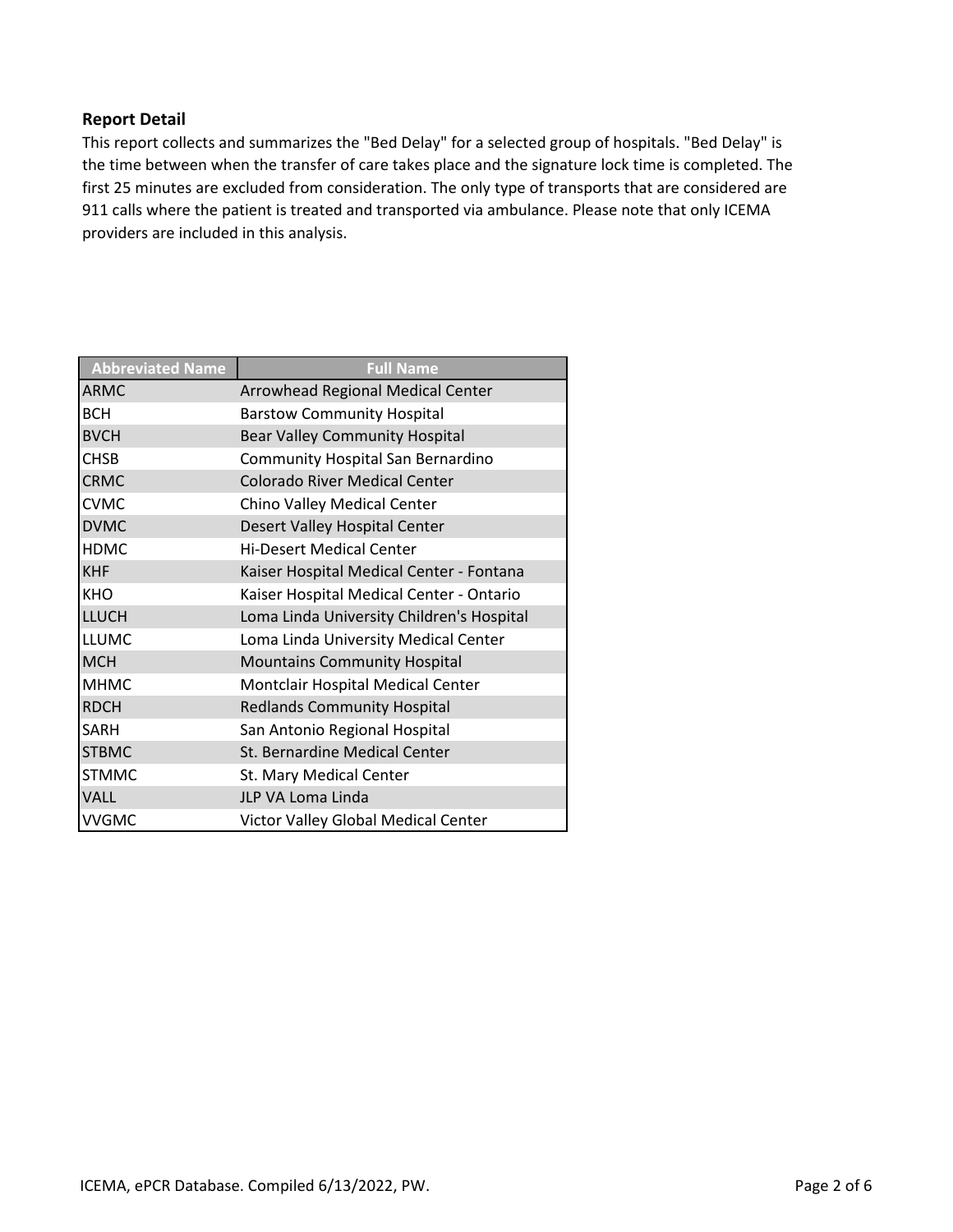## Report Detail

This report collects and summarizes the "Bed Delay" for a selected group of hospitals. "Bed Delay" is the time between when the transfer of care takes place and the signature lock time is completed. The first 25 minutes are excluded from consideration. The only type of transports that are considered are 911 calls where the patient is treated and transported via ambulance. Please note that only ICEMA providers are included in this analysis.

| Abbreviated Name | Full Name |
|---|---|
| ARMC | Arrowhead Regional Medical Center |
| BCH | Barstow Community Hospital |
| BVCH | Bear Valley Community Hospital |
| CHSB | Community Hospital San Bernardino |
| CRMC | Colorado River Medical Center |
| CVMC | Chino Valley Medical Center |
| DVMC | Desert Valley Hospital Center |
| HDMC | Hi-Desert Medical Center |
| KHF | Kaiser Hospital Medical Center - Fontana |
| KHO | Kaiser Hospital Medical Center - Ontario |
| LLUCH | Loma Linda University Children's Hospital |
| LLUMC | Loma Linda University Medical Center |
| MCH | Mountains Community Hospital |
| MHMC | Montclair Hospital Medical Center |
| RDCH | Redlands Community Hospital |
| SARH | San Antonio Regional Hospital |
| STBMC | St. Bernardine Medical Center |
| STMMC | St. Mary Medical Center |
| VALL | JLP VA Loma Linda |
| VVGMC | Victor Valley Global Medical Center |

ICEMA, ePCR Database. Compiled 6/13/2022, PW.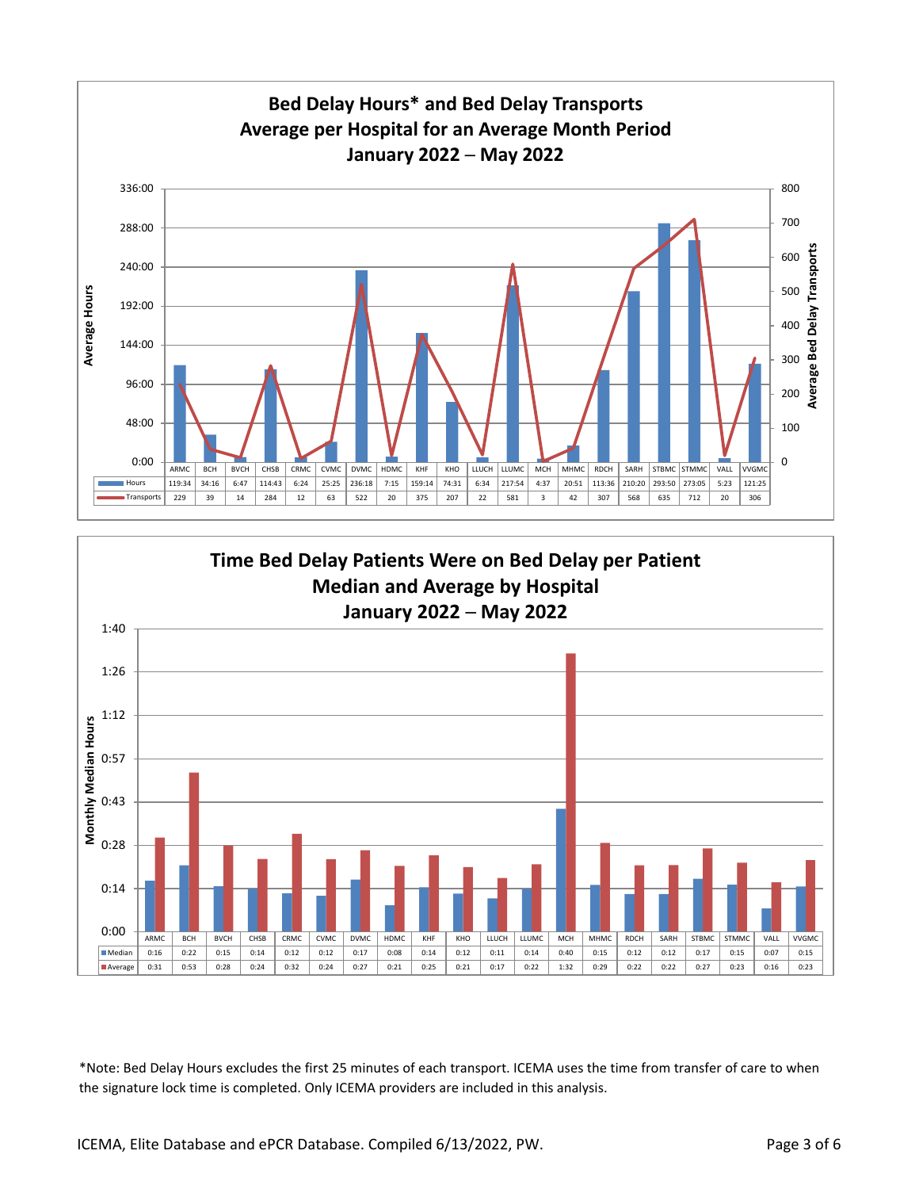## Bed Delay Hours* and Bed Delay Transports Average per Hospital for an Average Month Period January 2022 – May 2022

| | ARMC | BCH | BVCH | CHSB | CRMC | CVMC | DVMC | HDMC | KHF | KHO | LLUCH | LLUMC | MCH | MHMC | RDCH | SARH | STBMC | STMMC | VALL | VVGMC |
|---|---|---|---|---|---|---|---|---|---|---|---|---|---|---|---|---|---|---|---|---|
| Hours | 119:34 | 34:16 | 6:47 | 114:43 | 6:24 | 25:25 | 236:18 | 7:15 | 159:14 | 74:31 | 6:34 | 217:54 | 4:37 | 20:51 | 113:36 | 210:20 | 293:50 | 273:05 | 5:23 | 121:25 |
| Transports | 229 | 39 | 14 | 284 | 12 | 63 | 522 | 20 | 375 | 207 | 22 | 581 | 3 | 42 | 307 | 568 | 635 | 712 | 20 | 306 |

## Time Bed Delay Patients Were on Bed Delay per Patient Median and Average by Hospital January 2022 – May 2022

| | ARMC | BCH | BVCH | CHSB | CRMC | CVMC | DVMC | HDMC | KHF | KHO | LLUCH | LLUMC | MCH | MHMC | RDCH | SARH | STBMC | STMMC | VALL | VVGMC |
|---|---|---|---|---|---|---|---|---|---|---|---|---|---|---|---|---|---|---|---|---|
| Median | 0:16 | 0:22 | 0:15 | 0:14 | 0:12 | 0:12 | 0:17 | 0:08 | 0:14 | 0:12 | 0:11 | 0:14 | 0:40 | 0:15 | 0:12 | 0:12 | 0:17 | 0:15 | 0:07 | 0:15 |
| Average | 0:31 | 0:53 | 0:28 | 0:24 | 0:32 | 0:24 | 0:27 | 0:21 | 0:25 | 0:21 | 0:17 | 0:22 | 1:32 | 0:29 | 0:22 | 0:22 | 0:27 | 0:23 | 0:16 | 0:23 |

*Note: Bed Delay Hours excludes the first 25 minutes of each transport. ICEMA uses the time from transfer of care to when the signature lock time is completed. Only ICEMA providers are included in this analysis.

ICEMA, Elite Database and ePCR Database. Compiled 6/13/2022, PW.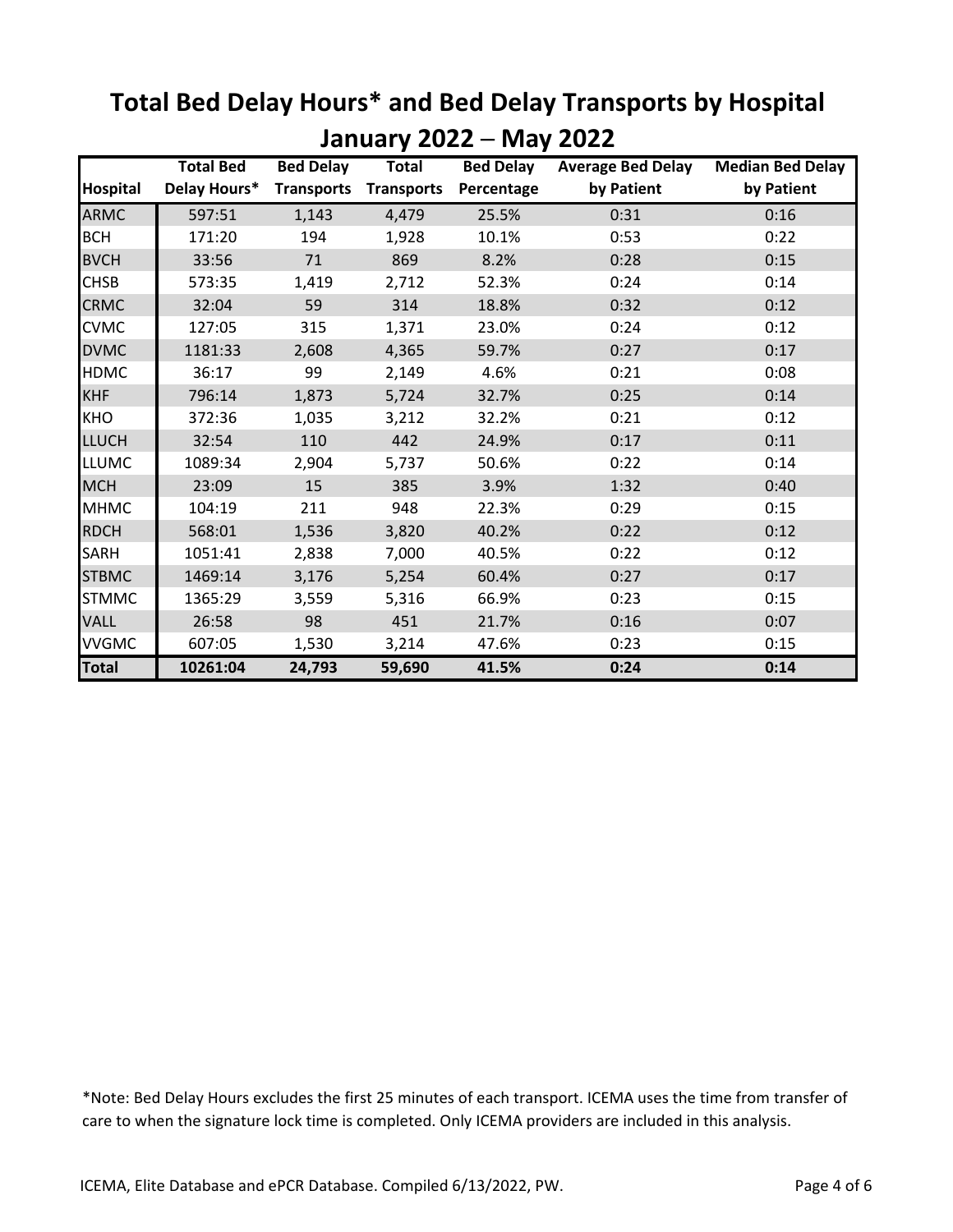# Total Bed Delay Hours* and Bed Delay Transports by Hospital

## January 2022 – May 2022

| Hospital | Total Bed Delay Hours* | Bed Delay Transports | Total Transports | Bed Delay Percentage | Average Bed Delay by Patient | Median Bed Delay by Patient |
|---|---|---|---|---|---|---|
| ARMC | 597:51 | 1,143 | 4,479 | 25.5% | 0:31 | 0:16 |
| BCH | 171:20 | 194 | 1,928 | 10.1% | 0:53 | 0:22 |
| BVCH | 33:56 | 71 | 869 | 8.2% | 0:28 | 0:15 |
| CHSB | 573:35 | 1,419 | 2,712 | 52.3% | 0:24 | 0:14 |
| CRMC | 32:04 | 59 | 314 | 18.8% | 0:32 | 0:12 |
| CVMC | 127:05 | 315 | 1,371 | 23.0% | 0:24 | 0:12 |
| DVMC | 1181:33 | 2,608 | 4,365 | 59.7% | 0:27 | 0:17 |
| HDMC | 36:17 | 99 | 2,149 | 4.6% | 0:21 | 0:08 |
| KHF | 796:14 | 1,873 | 5,724 | 32.7% | 0:25 | 0:14 |
| KHO | 372:36 | 1,035 | 3,212 | 32.2% | 0:21 | 0:12 |
| LLUCH | 32:54 | 110 | 442 | 24.9% | 0:17 | 0:11 |
| LLUMC | 1089:34 | 2,904 | 5,737 | 50.6% | 0:22 | 0:14 |
| MCH | 23:09 | 15 | 385 | 3.9% | 1:32 | 0:40 |
| MHMC | 104:19 | 211 | 948 | 22.3% | 0:29 | 0:15 |
| RDCH | 568:01 | 1,536 | 3,820 | 40.2% | 0:22 | 0:12 |
| SARH | 1051:41 | 2,838 | 7,000 | 40.5% | 0:22 | 0:12 |
| STBMC | 1469:14 | 3,176 | 5,254 | 60.4% | 0:27 | 0:17 |
| STMMC | 1365:29 | 3,559 | 5,316 | 66.9% | 0:23 | 0:15 |
| VALL | 26:58 | 98 | 451 | 21.7% | 0:16 | 0:07 |
| VVGMC | 607:05 | 1,530 | 3,214 | 47.6% | 0:23 | 0:15 |
| **Total** | **10261:04** | **24,793** | **59,690** | **41.5%** | **0:24** | **0:14** |

*Note: Bed Delay Hours excludes the first 25 minutes of each transport. ICEMA uses the time from transfer of care to when the signature lock time is completed. Only ICEMA providers are included in this analysis.

ICEMA, Elite Database and ePCR Database. Compiled 6/13/2022, PW.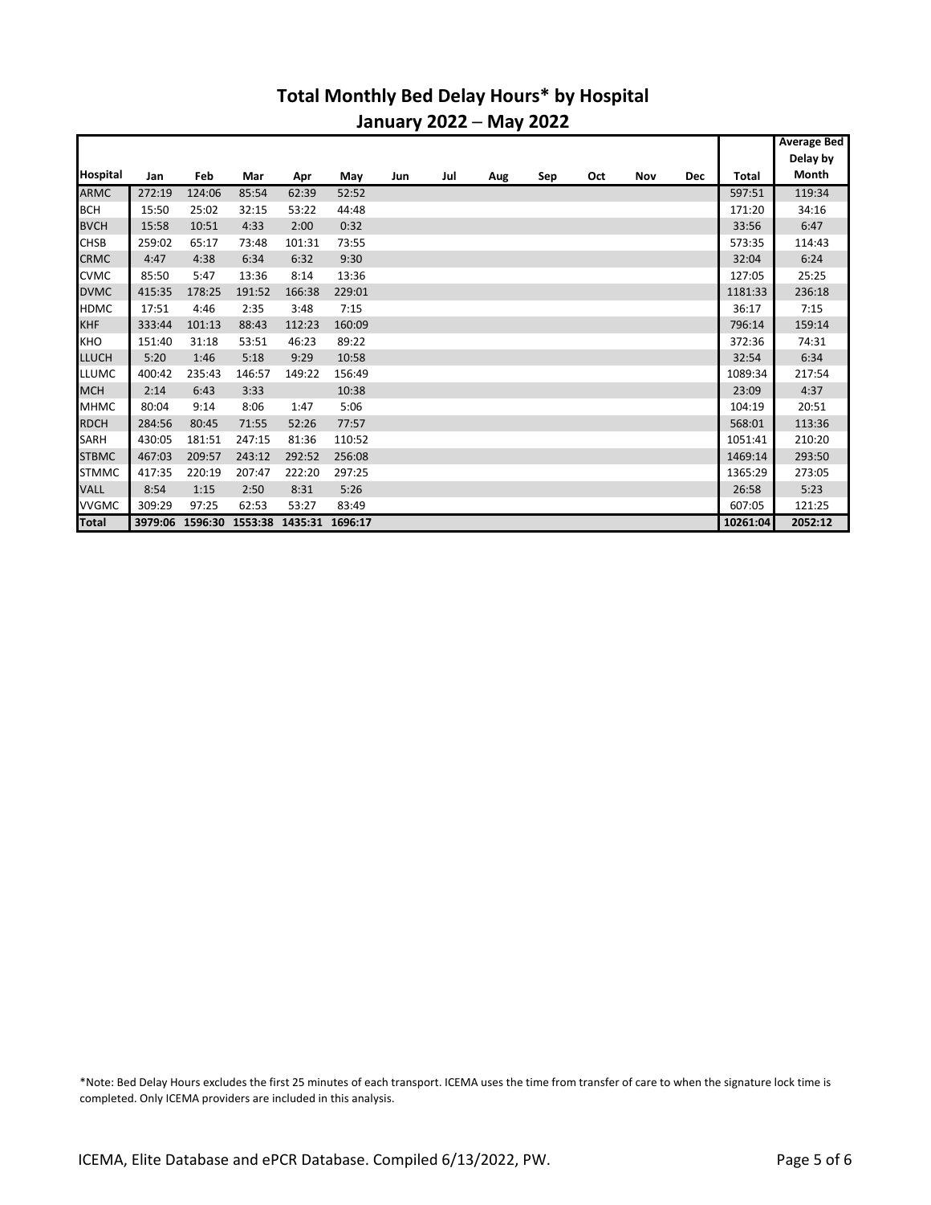# Total Monthly Bed Delay Hours* by Hospital

## January 2022 – May 2022

| Hospital | Jan | Feb | Mar | Apr | May | Jun | Jul | Aug | Sep | Oct | Nov | Dec | Total | Average Bed Delay by Month |
|---|---|---|---|---|---|---|---|---|---|---|---|---|---|---|
| ARMC | 272:19 | 124:06 | 85:54 | 62:39 | 52:52 | | | | | | | | 597:51 | 119:34 |
| BCH | 15:50 | 25:02 | 32:15 | 53:22 | 44:48 | | | | | | | | 171:20 | 34:16 |
| BVCH | 15:58 | 10:51 | 4:33 | 2:00 | 0:32 | | | | | | | | 33:56 | 6:47 |
| CHSB | 259:02 | 65:17 | 73:48 | 101:31 | 73:55 | | | | | | | | 573:35 | 114:43 |
| CRMC | 4:47 | 4:38 | 6:34 | 6:32 | 9:30 | | | | | | | | 32:04 | 6:24 |
| CVMC | 85:50 | 5:47 | 13:36 | 8:14 | 13:36 | | | | | | | | 127:05 | 25:25 |
| DVMC | 415:35 | 178:25 | 191:52 | 166:38 | 229:01 | | | | | | | | 1181:33 | 236:18 |
| HDMC | 17:51 | 4:46 | 2:35 | 3:48 | 7:15 | | | | | | | | 36:17 | 7:15 |
| KHF | 333:44 | 101:13 | 88:43 | 112:23 | 160:09 | | | | | | | | 796:14 | 159:14 |
| KHO | 151:40 | 31:18 | 53:51 | 46:23 | 89:22 | | | | | | | | 372:36 | 74:31 |
| LLUCH | 5:20 | 1:46 | 5:18 | 9:29 | 10:58 | | | | | | | | 32:54 | 6:34 |
| LLUMC | 400:42 | 235:43 | 146:57 | 149:22 | 156:49 | | | | | | | | 1089:34 | 217:54 |
| MCH | 2:14 | 6:43 | 3:33 | | 10:38 | | | | | | | | 23:09 | 4:37 |
| MHMC | 80:04 | 9:14 | 8:06 | 1:47 | 5:06 | | | | | | | | 104:19 | 20:51 |
| RDCH | 284:56 | 80:45 | 71:55 | 52:26 | 77:57 | | | | | | | | 568:01 | 113:36 |
| SARH | 430:05 | 181:51 | 247:15 | 81:36 | 110:52 | | | | | | | | 1051:41 | 210:20 |
| STBMC | 467:03 | 209:57 | 243:12 | 292:52 | 256:08 | | | | | | | | 1469:14 | 293:50 |
| STMMC | 417:35 | 220:19 | 207:47 | 222:20 | 297:25 | | | | | | | | 1365:29 | 273:05 |
| VALL | 8:54 | 1:15 | 2:50 | 8:31 | 5:26 | | | | | | | | 26:58 | 5:23 |
| VVGMC | 309:29 | 97:25 | 62:53 | 53:27 | 83:49 | | | | | | | | 607:05 | 121:25 |
| **Total** | **3979:06** | **1596:30** | **1553:38** | **1435:31** | **1696:17** | | | | | | | | **10261:04** | **2052:12** |

*Note: Bed Delay Hours excludes the first 25 minutes of each transport. ICEMA uses the time from transfer of care to when the signature lock time is completed. Only ICEMA providers are included in this analysis.

ICEMA, Elite Database and ePCR Database. Compiled 6/13/2022, PW.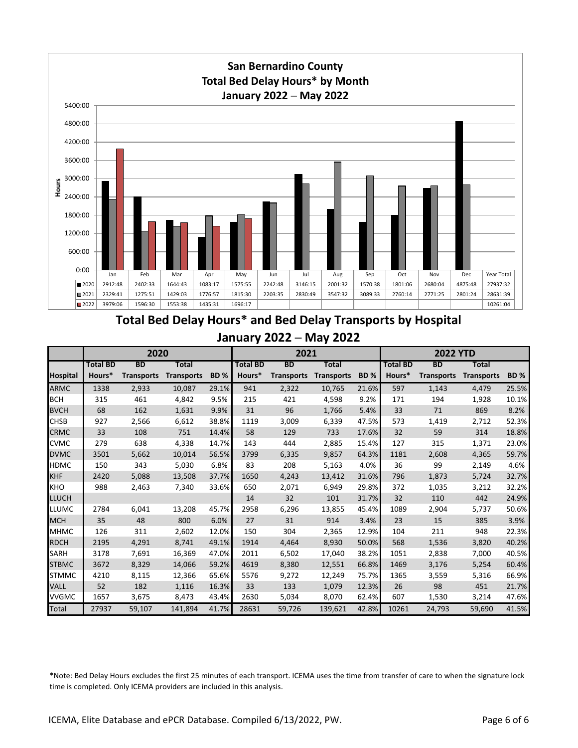**San Bernardino County**
**Total Bed Delay Hours* by Month**
**January 2022 – May 2022**

Hours

5400:00
4800:00
4200:00
3600:00
3000:00
2400:00
1800:00
1200:00
600:00
0:00

Jan Feb Mar Apr May Jun Jul Aug Sep Oct Nov Dec Year Total

2020: 2912:48 2402:33 1644:43 1083:17 1575:55 2242:48 3146:15 2001:32 1570:38 1801:06 2680:04 4875:48 27937:32

2021: 2329:41 1275:51 1429:03 1776:57 1815:30 2203:35 2830:49 3547:32 3089:33 2760:14 2771:25 2801:24 28631:39

2022: 3979:06 1596:30 1553:38 1435:31 1696:17 10261:04

## Total Bed Delay Hours* and Bed Delay Transports by Hospital
## January 2022 – May 2022

| | 2020 | | | | 2021 | | | | 2022 YTD | | | |
|---|---|---|---|---|---|---|---|---|---|---|---|---|
| Hospital | Total BD Hours* | BD Transports | Total Transports | BD % | Total BD Hours* | BD Transports | Total Transports | BD % | Total BD Hours* | BD Transports | Total Transports | BD % |
| ARMC | 1338 | 2,933 | 10,087 | 29.1% | 941 | 2,322 | 10,765 | 21.6% | 597 | 1,143 | 4,479 | 25.5% |
| BCH | 315 | 461 | 4,842 | 9.5% | 215 | 421 | 4,598 | 9.2% | 171 | 194 | 1,928 | 10.1% |
| BVCH | 68 | 162 | 1,631 | 9.9% | 31 | 96 | 1,766 | 5.4% | 33 | 71 | 869 | 8.2% |
| CHSB | 927 | 2,566 | 6,612 | 38.8% | 1119 | 3,009 | 6,339 | 47.5% | 573 | 1,419 | 2,712 | 52.3% |
| CRMC | 33 | 108 | 751 | 14.4% | 58 | 129 | 733 | 17.6% | 32 | 59 | 314 | 18.8% |
| CVMC | 279 | 638 | 4,338 | 14.7% | 143 | 444 | 2,885 | 15.4% | 127 | 315 | 1,371 | 23.0% |
| DVMC | 3501 | 5,662 | 10,014 | 56.5% | 3799 | 6,335 | 9,857 | 64.3% | 1181 | 2,608 | 4,365 | 59.7% |
| HDMC | 150 | 343 | 5,030 | 6.8% | 83 | 208 | 5,163 | 4.0% | 36 | 99 | 2,149 | 4.6% |
| KHF | 2420 | 5,088 | 13,508 | 37.7% | 1650 | 4,243 | 13,412 | 31.6% | 796 | 1,873 | 5,724 | 32.7% |
| KHO | 988 | 2,463 | 7,340 | 33.6% | 650 | 2,071 | 6,949 | 29.8% | 372 | 1,035 | 3,212 | 32.2% |
| LLUCH | | | | | 14 | 32 | 101 | 31.7% | 32 | 110 | 442 | 24.9% |
| LLUMC | 2784 | 6,041 | 13,208 | 45.7% | 2958 | 6,296 | 13,855 | 45.4% | 1089 | 2,904 | 5,737 | 50.6% |
| MCH | 35 | 48 | 800 | 6.0% | 27 | 31 | 914 | 3.4% | 23 | 15 | 385 | 3.9% |
| MHMC | 126 | 311 | 2,602 | 12.0% | 150 | 304 | 2,365 | 12.9% | 104 | 211 | 948 | 22.3% |
| RDCH | 2195 | 4,291 | 8,741 | 49.1% | 1914 | 4,464 | 8,930 | 50.0% | 568 | 1,536 | 3,820 | 40.2% |
| SARH | 3178 | 7,691 | 16,369 | 47.0% | 2011 | 6,502 | 17,040 | 38.2% | 1051 | 2,838 | 7,000 | 40.5% |
| STBMC | 3672 | 8,329 | 14,066 | 59.2% | 4619 | 8,380 | 12,551 | 66.8% | 1469 | 3,176 | 5,254 | 60.4% |
| STMMC | 4210 | 8,115 | 12,366 | 65.6% | 5576 | 9,272 | 12,249 | 75.7% | 1365 | 3,559 | 5,316 | 66.9% |
| VALL | 52 | 182 | 1,116 | 16.3% | 33 | 133 | 1,079 | 12.3% | 26 | 98 | 451 | 21.7% |
| VVGMC | 1657 | 3,675 | 8,473 | 43.4% | 2630 | 5,034 | 8,070 | 62.4% | 607 | 1,530 | 3,214 | 47.6% |
| Total | 27937 | 59,107 | 141,894 | 41.7% | 28631 | 59,726 | 139,621 | 42.8% | 10261 | 24,793 | 59,690 | 41.5% |

*Note: Bed Delay Hours excludes the first 25 minutes of each transport. ICEMA uses the time from transfer of care to when the signature lock time is completed. Only ICEMA providers are included in this analysis.